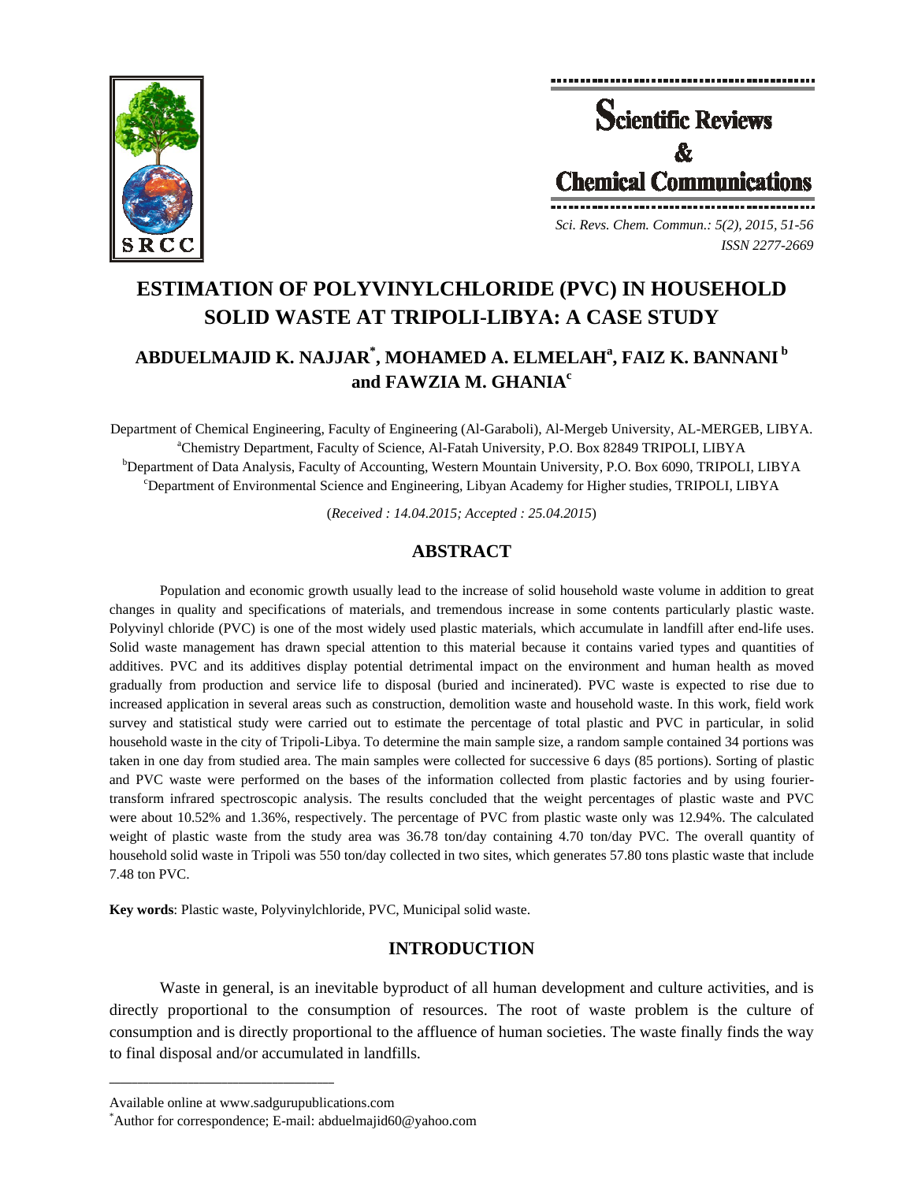# ESTIMATION OF POLYVINYLCHLORIDE (PVC) IN HOUSEHOLD SOLID WASTE AT TRIPOLI-LIBYA: A CASE STUDY

**ABDUELMAJID K. NAJJAR[*], MOHAMED A. ELMELAH[a], FAIZ K. BANNANI[b] and FAWZIA M. GHANIA[c]**

Department of Chemical Engineering, Faculty of Engineering (Al-Garaboli), Al-Mergeb University, AL-MERGEB, LIBYA.
[a]Chemistry Department, Faculty of Science, Al-Fatah University, P.O. Box 82849 TRIPOLI, LIBYA
[b]Department of Data Analysis, Faculty of Accounting, Western Mountain University, P.O. Box 6090, TRIPOLI, LIBYA
[c]Department of Environmental Science and Engineering, Libyan Academy for Higher studies, TRIPOLI, LIBYA

(*Received : 14.04.2015; Accepted : 25.04.2015*)

## ABSTRACT

Population and economic growth usually lead to the increase of solid household waste volume in addition to great changes in quality and specifications of materials, and tremendous increase in some contents particularly plastic waste. Polyvinyl chloride (PVC) is one of the most widely used plastic materials, which accumulate in landfill after end-life uses. Solid waste management has drawn special attention to this material because it contains varied types and quantities of additives. PVC and its additives display potential detrimental impact on the environment and human health as moved gradually from production and service life to disposal (buried and incinerated). PVC waste is expected to rise due to increased application in several areas such as construction, demolition waste and household waste. In this work, field work survey and statistical study were carried out to estimate the percentage of total plastic and PVC in particular, in solid household waste in the city of Tripoli-Libya. To determine the main sample size, a random sample contained 34 portions was taken in one day from studied area. The main samples were collected for successive 6 days (85 portions). Sorting of plastic and PVC waste were performed on the bases of the information collected from plastic factories and by using fourier-transform infrared spectroscopic analysis. The results concluded that the weight percentages of plastic waste and PVC were about 10.52% and 1.36%, respectively. The percentage of PVC from plastic waste only was 12.94%. The calculated weight of plastic waste from the study area was 36.78 ton/day containing 4.70 ton/day PVC. The overall quantity of household solid waste in Tripoli was 550 ton/day collected in two sites, which generates 57.80 tons plastic waste that include 7.48 ton PVC.

**Key words**: Plastic waste, Polyvinylchloride, PVC, Municipal solid waste.

## INTRODUCTION

Waste in general, is an inevitable byproduct of all human development and culture activities, and is directly proportional to the consumption of resources. The root of waste problem is the culture of consumption and is directly proportional to the affluence of human societies. The waste finally finds the way to final disposal and/or accumulated in landfills.

---

Available online at www.sadgurupublications.com
[*]Author for correspondence; E-mail: abduelmajid60@yahoo.com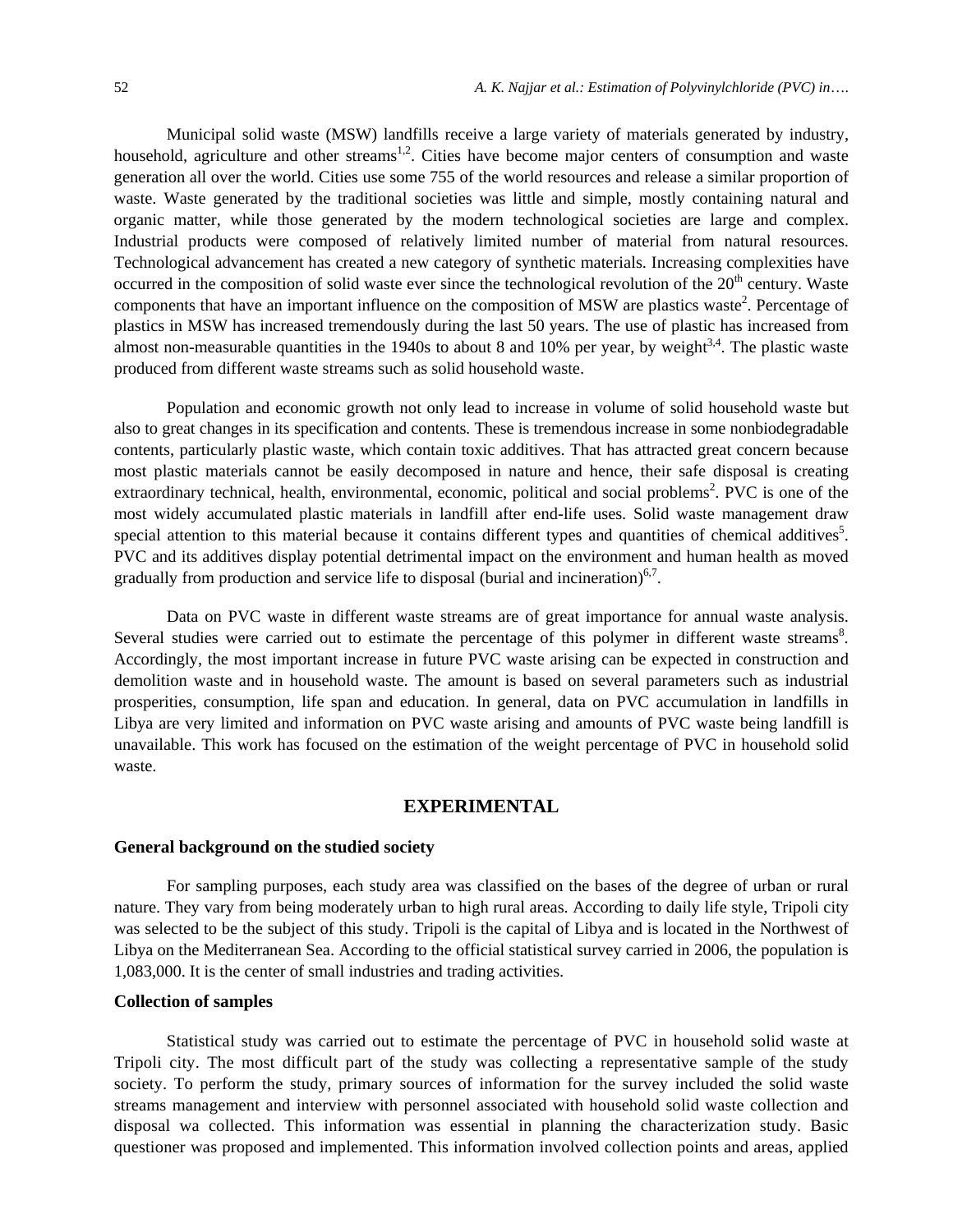Municipal solid waste (MSW) landfills receive a large variety of materials generated by industry, household, agriculture and other streams[1,2]. Cities have become major centers of consumption and waste generation all over the world. Cities use some 755 of the world resources and release a similar proportion of waste. Waste generated by the traditional societies was little and simple, mostly containing natural and organic matter, while those generated by the modern technological societies are large and complex. Industrial products were composed of relatively limited number of material from natural resources. Technological advancement has created a new category of synthetic materials. Increasing complexities have occurred in the composition of solid waste ever since the technological revolution of the 20th century. Waste components that have an important influence on the composition of MSW are plastics waste[2]. Percentage of plastics in MSW has increased tremendously during the last 50 years. The use of plastic has increased from almost non-measurable quantities in the 1940s to about 8 and 10% per year, by weight[3,4]. The plastic waste produced from different waste streams such as solid household waste.

Population and economic growth not only lead to increase in volume of solid household waste but also to great changes in its specification and contents. These is tremendous increase in some nonbiodegradable contents, particularly plastic waste, which contain toxic additives. That has attracted great concern because most plastic materials cannot be easily decomposed in nature and hence, their safe disposal is creating extraordinary technical, health, environmental, economic, political and social problems[2]. PVC is one of the most widely accumulated plastic materials in landfill after end-life uses. Solid waste management draw special attention to this material because it contains different types and quantities of chemical additives[5]. PVC and its additives display potential detrimental impact on the environment and human health as moved gradually from production and service life to disposal (burial and incineration)[6,7].

Data on PVC waste in different waste streams are of great importance for annual waste analysis. Several studies were carried out to estimate the percentage of this polymer in different waste streams[8]. Accordingly, the most important increase in future PVC waste arising can be expected in construction and demolition waste and in household waste. The amount is based on several parameters such as industrial prosperities, consumption, life span and education. In general, data on PVC accumulation in landfills in Libya are very limited and information on PVC waste arising and amounts of PVC waste being landfill is unavailable. This work has focused on the estimation of the weight percentage of PVC in household solid waste.

## EXPERIMENTAL

### General background on the studied society

For sampling purposes, each study area was classified on the bases of the degree of urban or rural nature. They vary from being moderately urban to high rural areas. According to daily life style, Tripoli city was selected to be the subject of this study. Tripoli is the capital of Libya and is located in the Northwest of Libya on the Mediterranean Sea. According to the official statistical survey carried in 2006, the population is 1,083,000. It is the center of small industries and trading activities.

### Collection of samples

Statistical study was carried out to estimate the percentage of PVC in household solid waste at Tripoli city. The most difficult part of the study was collecting a representative sample of the study society. To perform the study, primary sources of information for the survey included the solid waste streams management and interview with personnel associated with household solid waste collection and disposal wa collected. This information was essential in planning the characterization study. Basic questioner was proposed and implemented. This information involved collection points and areas, applied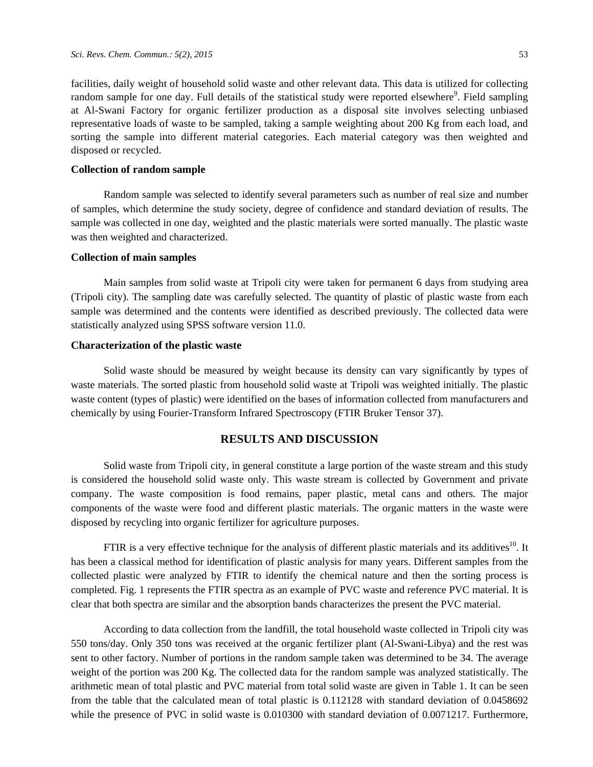facilities, daily weight of household solid waste and other relevant data. This data is utilized for collecting random sample for one day. Full details of the statistical study were reported elsewhere[9]. Field sampling at Al-Swani Factory for organic fertilizer production as a disposal site involves selecting unbiased representative loads of waste to be sampled, taking a sample weighting about 200 Kg from each load, and sorting the sample into different material categories. Each material category was then weighted and disposed or recycled.

### Collection of random sample

Random sample was selected to identify several parameters such as number of real size and number of samples, which determine the study society, degree of confidence and standard deviation of results. The sample was collected in one day, weighted and the plastic materials were sorted manually. The plastic waste was then weighted and characterized.

### Collection of main samples

Main samples from solid waste at Tripoli city were taken for permanent 6 days from studying area (Tripoli city). The sampling date was carefully selected. The quantity of plastic of plastic waste from each sample was determined and the contents were identified as described previously. The collected data were statistically analyzed using SPSS software version 11.0.

### Characterization of the plastic waste

Solid waste should be measured by weight because its density can vary significantly by types of waste materials. The sorted plastic from household solid waste at Tripoli was weighted initially. The plastic waste content (types of plastic) were identified on the bases of information collected from manufacturers and chemically by using Fourier-Transform Infrared Spectroscopy (FTIR Bruker Tensor 37).

## RESULTS AND DISCUSSION

Solid waste from Tripoli city, in general constitute a large portion of the waste stream and this study is considered the household solid waste only. This waste stream is collected by Government and private company. The waste composition is food remains, paper plastic, metal cans and others. The major components of the waste were food and different plastic materials. The organic matters in the waste were disposed by recycling into organic fertilizer for agriculture purposes.

FTIR is a very effective technique for the analysis of different plastic materials and its additives[10]. It has been a classical method for identification of plastic analysis for many years. Different samples from the collected plastic were analyzed by FTIR to identify the chemical nature and then the sorting process is completed. Fig. 1 represents the FTIR spectra as an example of PVC waste and reference PVC material. It is clear that both spectra are similar and the absorption bands characterizes the present the PVC material.

According to data collection from the landfill, the total household waste collected in Tripoli city was 550 tons/day. Only 350 tons was received at the organic fertilizer plant (Al-Swani-Libya) and the rest was sent to other factory. Number of portions in the random sample taken was determined to be 34. The average weight of the portion was 200 Kg. The collected data for the random sample was analyzed statistically. The arithmetic mean of total plastic and PVC material from total solid waste are given in Table 1. It can be seen from the table that the calculated mean of total plastic is 0.112128 with standard deviation of 0.0458692 while the presence of PVC in solid waste is 0.010300 with standard deviation of 0.0071217. Furthermore,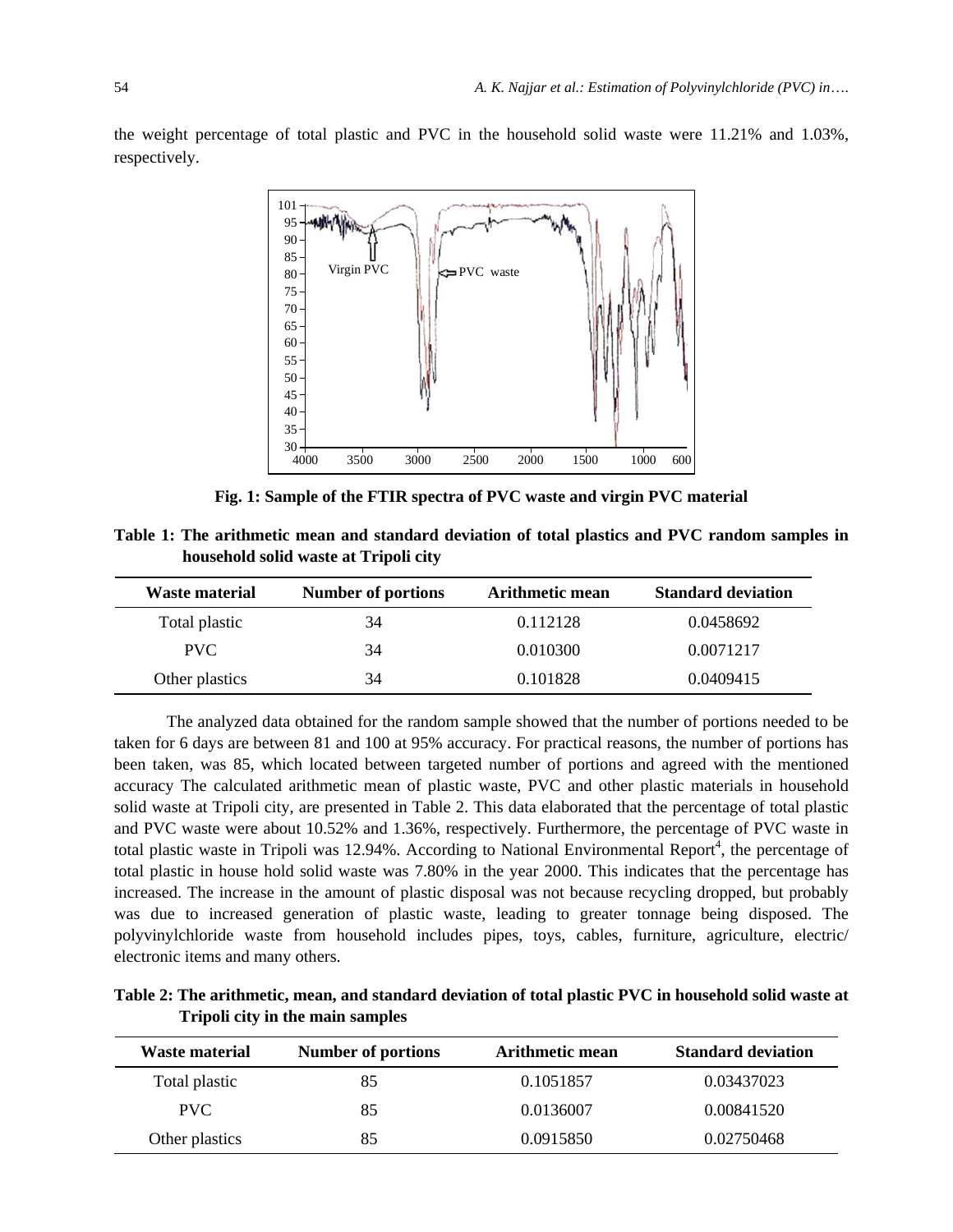the weight percentage of total plastic and PVC in the household solid waste were 11.21% and 1.03%, respectively.

101
95
90
85
80
75
70
65
60
55
50
45
40
35
30
4000 3500 3000 2500 2000 1500 1000 600
Virgin PVC
PVC waste

**Fig. 1: Sample of the FTIR spectra of PVC waste and virgin PVC material**

**Table 1: The arithmetic mean and standard deviation of total plastics and PVC random samples in household solid waste at Tripoli city**

| Waste material | Number of portions | Arithmetic mean | Standard deviation |
|---|---|---|---|
| Total plastic | 34 | 0.112128 | 0.0458692 |
| PVC | 34 | 0.010300 | 0.0071217 |
| Other plastics | 34 | 0.101828 | 0.0409415 |

The analyzed data obtained for the random sample showed that the number of portions needed to be taken for 6 days are between 81 and 100 at 95% accuracy. For practical reasons, the number of portions has been taken, was 85, which located between targeted number of portions and agreed with the mentioned accuracy The calculated arithmetic mean of plastic waste, PVC and other plastic materials in household solid waste at Tripoli city, are presented in Table 2. This data elaborated that the percentage of total plastic and PVC waste were about 10.52% and 1.36%, respectively. Furthermore, the percentage of PVC waste in total plastic waste in Tripoli was 12.94%. According to National Environmental Report[4], the percentage of total plastic in house hold solid waste was 7.80% in the year 2000. This indicates that the percentage has increased. The increase in the amount of plastic disposal was not because recycling dropped, but probably was due to increased generation of plastic waste, leading to greater tonnage being disposed. The polyvinylchloride waste from household includes pipes, toys, cables, furniture, agriculture, electric/ electronic items and many others.

**Table 2: The arithmetic, mean, and standard deviation of total plastic PVC in household solid waste at Tripoli city in the main samples**

| Waste material | Number of portions | Arithmetic mean | Standard deviation |
|---|---|---|---|
| Total plastic | 85 | 0.1051857 | 0.03437023 |
| PVC | 85 | 0.0136007 | 0.00841520 |
| Other plastics | 85 | 0.0915850 | 0.02750468 |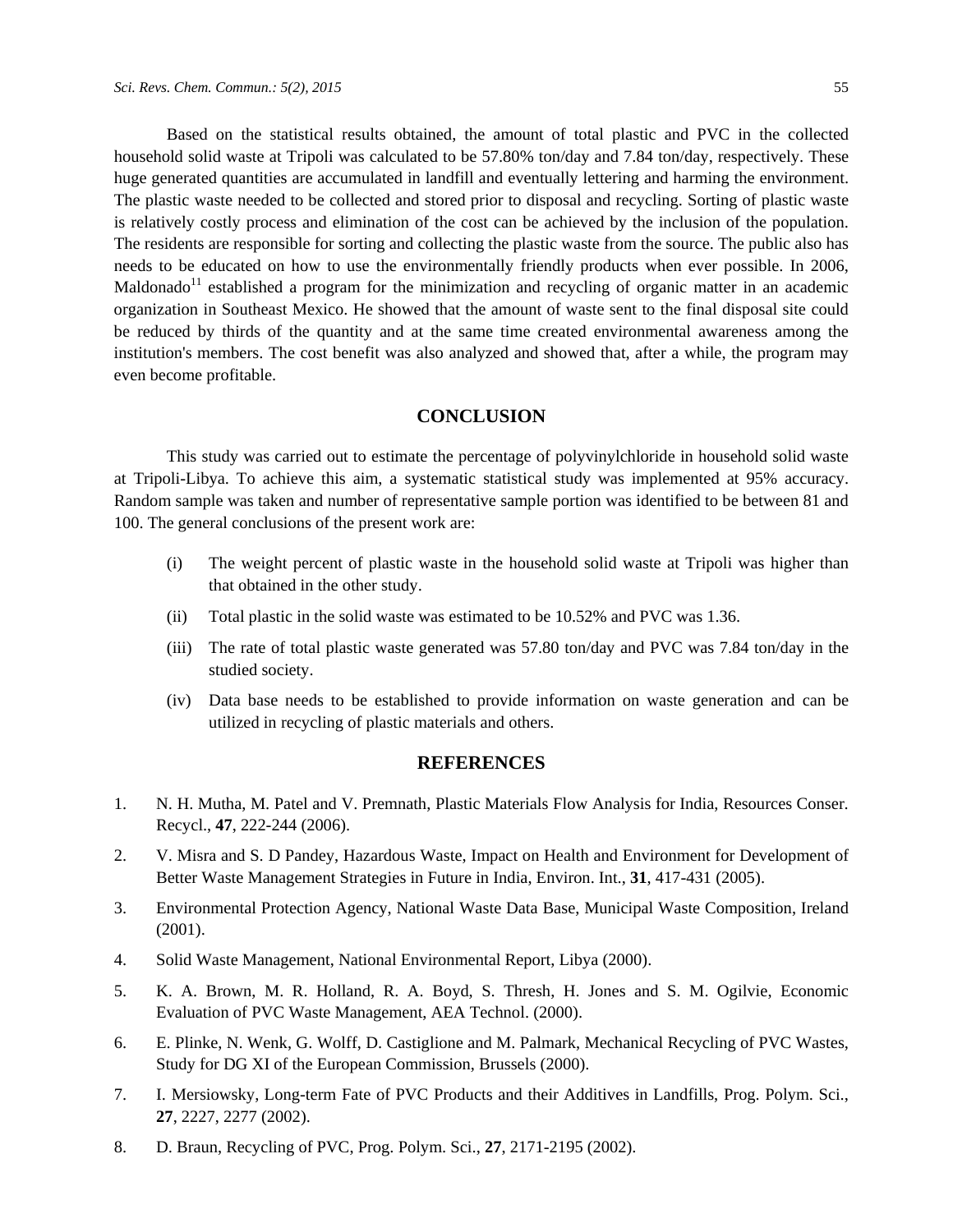Based on the statistical results obtained, the amount of total plastic and PVC in the collected household solid waste at Tripoli was calculated to be 57.80% ton/day and 7.84 ton/day, respectively. These huge generated quantities are accumulated in landfill and eventually lettering and harming the environment. The plastic waste needed to be collected and stored prior to disposal and recycling. Sorting of plastic waste is relatively costly process and elimination of the cost can be achieved by the inclusion of the population. The residents are responsible for sorting and collecting the plastic waste from the source. The public also has needs to be educated on how to use the environmentally friendly products when ever possible. In 2006, Maldonado[11] established a program for the minimization and recycling of organic matter in an academic organization in Southeast Mexico. He showed that the amount of waste sent to the final disposal site could be reduced by thirds of the quantity and at the same time created environmental awareness among the institution's members. The cost benefit was also analyzed and showed that, after a while, the program may even become profitable.

## CONCLUSION

This study was carried out to estimate the percentage of polyvinylchloride in household solid waste at Tripoli-Libya. To achieve this aim, a systematic statistical study was implemented at 95% accuracy. Random sample was taken and number of representative sample portion was identified to be between 81 and 100. The general conclusions of the present work are:

(i) The weight percent of plastic waste in the household solid waste at Tripoli was higher than that obtained in the other study.

(ii) Total plastic in the solid waste was estimated to be 10.52% and PVC was 1.36.

(iii) The rate of total plastic waste generated was 57.80 ton/day and PVC was 7.84 ton/day in the studied society.

(iv) Data base needs to be established to provide information on waste generation and can be utilized in recycling of plastic materials and others.

## REFERENCES

1. N. H. Mutha, M. Patel and V. Premnath, Plastic Materials Flow Analysis for India, Resources Conser. Recycl., **47**, 222-244 (2006).
2. V. Misra and S. D Pandey, Hazardous Waste, Impact on Health and Environment for Development of Better Waste Management Strategies in Future in India, Environ. Int., **31**, 417-431 (2005).
3. Environmental Protection Agency, National Waste Data Base, Municipal Waste Composition, Ireland (2001).
4. Solid Waste Management, National Environmental Report, Libya (2000).
5. K. A. Brown, M. R. Holland, R. A. Boyd, S. Thresh, H. Jones and S. M. Ogilvie, Economic Evaluation of PVC Waste Management, AEA Technol. (2000).
6. E. Plinke, N. Wenk, G. Wolff, D. Castiglione and M. Palmark, Mechanical Recycling of PVC Wastes, Study for DG XI of the European Commission, Brussels (2000).
7. I. Mersiowsky, Long-term Fate of PVC Products and their Additives in Landfills, Prog. Polym. Sci., **27**, 2227, 2277 (2002).
8. D. Braun, Recycling of PVC, Prog. Polym. Sci., **27**, 2171-2195 (2002).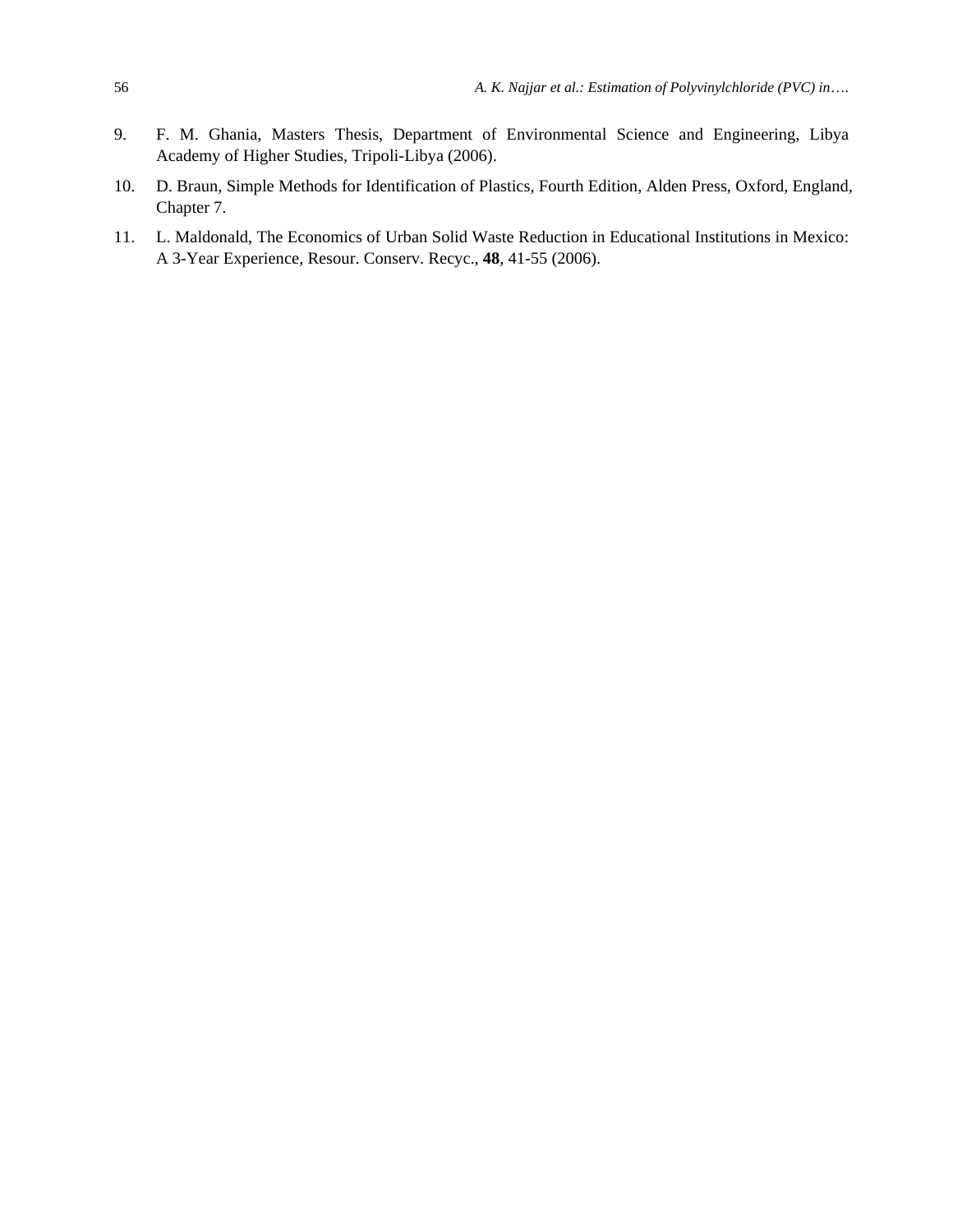9. F. M. Ghania, Masters Thesis, Department of Environmental Science and Engineering, Libya Academy of Higher Studies, Tripoli-Libya (2006).

10. D. Braun, Simple Methods for Identification of Plastics, Fourth Edition, Alden Press, Oxford, England, Chapter 7.

11. L. Maldonald, The Economics of Urban Solid Waste Reduction in Educational Institutions in Mexico: A 3-Year Experience, Resour. Conserv. Recyc., **48**, 41-55 (2006).